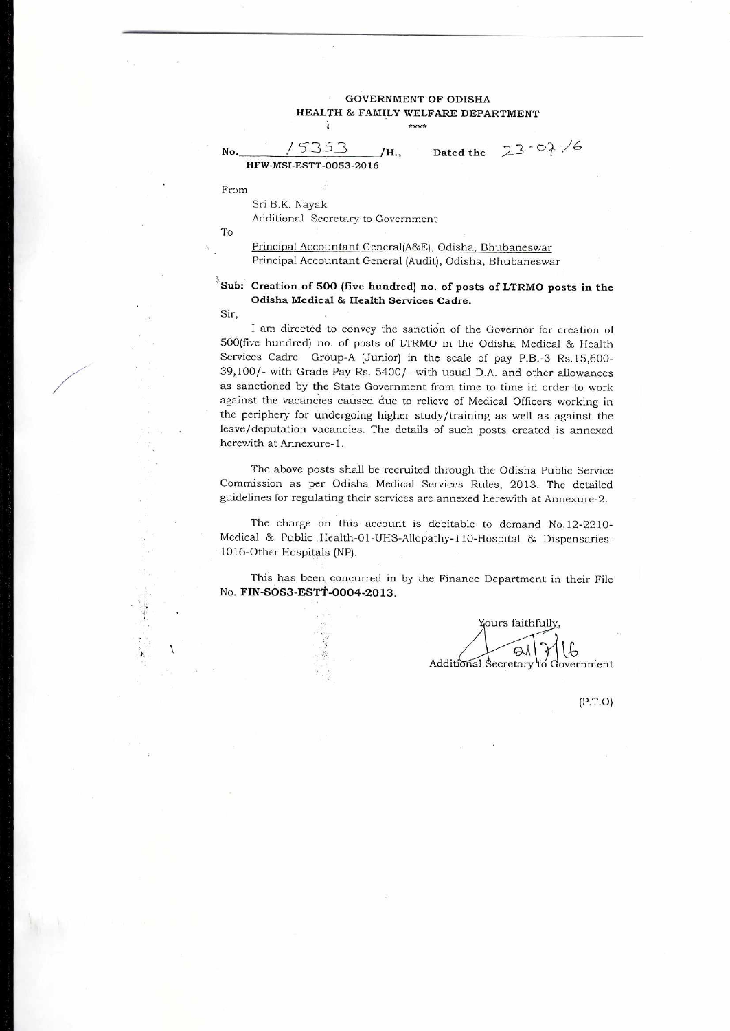**GOVERNMENT OF ODISHA**
**HEALTH & FAMILY WELFARE DEPARTMENT**
****

No. 15353 /H., Dated the 23-07-16
**HFW-MSI-ESTT-0053-2016**

From

Sri B.K. Nayak
Additional Secretary to Government

To

Principal Accountant General(A&E), Odisha, Bhubaneswar
Principal Accountant General (Audit), Odisha, Bhubaneswar

**Sub: Creation of 500 (five hundred) no. of posts of LTRMO posts in the Odisha Medical & Health Services Cadre.**

Sir,

I am directed to convey the sanction of the Governor for creation of 500(five hundred) no. of posts of LTRMO in the Odisha Medical & Health Services Cadre Group-A (Junior) in the scale of pay P.B.-3 Rs.15,600-39,100/- with Grade Pay Rs. 5400/- with usual D.A. and other allowances as sanctioned by the State Government from time to time in order to work against the vacancies caused due to relieve of Medical Officers working in the periphery for undergoing higher study/training as well as against the leave/deputation vacancies. The details of such posts created is annexed herewith at Annexure-1.

The above posts shall be recruited through the Odisha Public Service Commission as per Odisha Medical Services Rules, 2013. The detailed guidelines for regulating their services are annexed herewith at Annexure-2.

The charge on this account is debitable to demand No.12-2210-Medical & Public Health-01-UHS-Allopathy-110-Hospital & Dispensaries-1016-Other Hospitals (NP).

This has been concurred in by the Finance Department in their File No. **FIN-SOS3-ESTT-0004-2013**.

Yours faithfully,
21/7/16
Additional Secretary to Government

(P.T.O)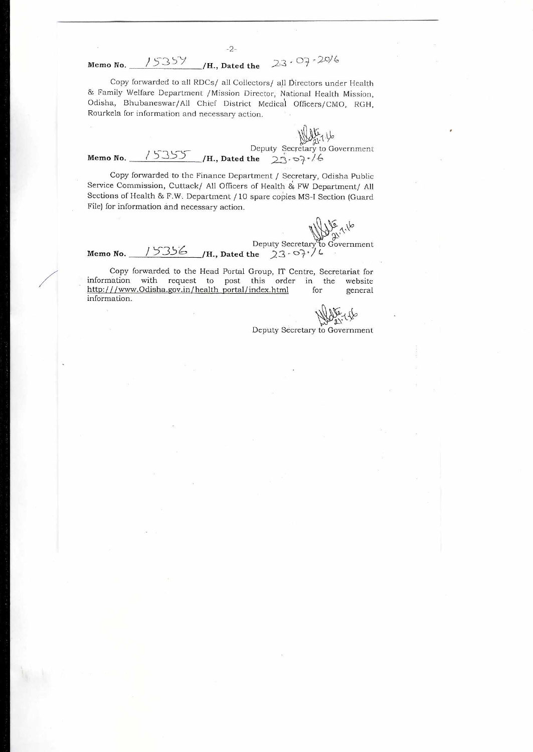**Memo No.** 15354 **/H., Dated the** 23 . 07 . 2016

Copy forwarded to all RDCs/ all Collectors/ all Directors under Health & Family Welfare Department /Mission Director, National Health Mission, Odisha, Bhubaneswar/All Chief District Medical Officers/CMO, RGH, Rourkela for information and necessary action.

Deputy Secretary to Government

**Memo No.** 15355 **/H., Dated the** 23-07-16

Copy forwarded to the Finance Department / Secretary, Odisha Public Service Commission, Cuttack/ All Officers of Health & FW Department/ All Sections of Health & F.W. Department / 10 spare copies MS-I Section (Guard File) for information and necessary action.

Deputy Secretary to Government

**Memo No.** 15356 **/H., Dated the** 23-07-16

Copy forwarded to the Head Portal Group, IT Centre, Secretariat for information with request to post this order in the website http:///www.Odisha.gov.in/health_portal/index.html for general information.

Deputy Secretary to Government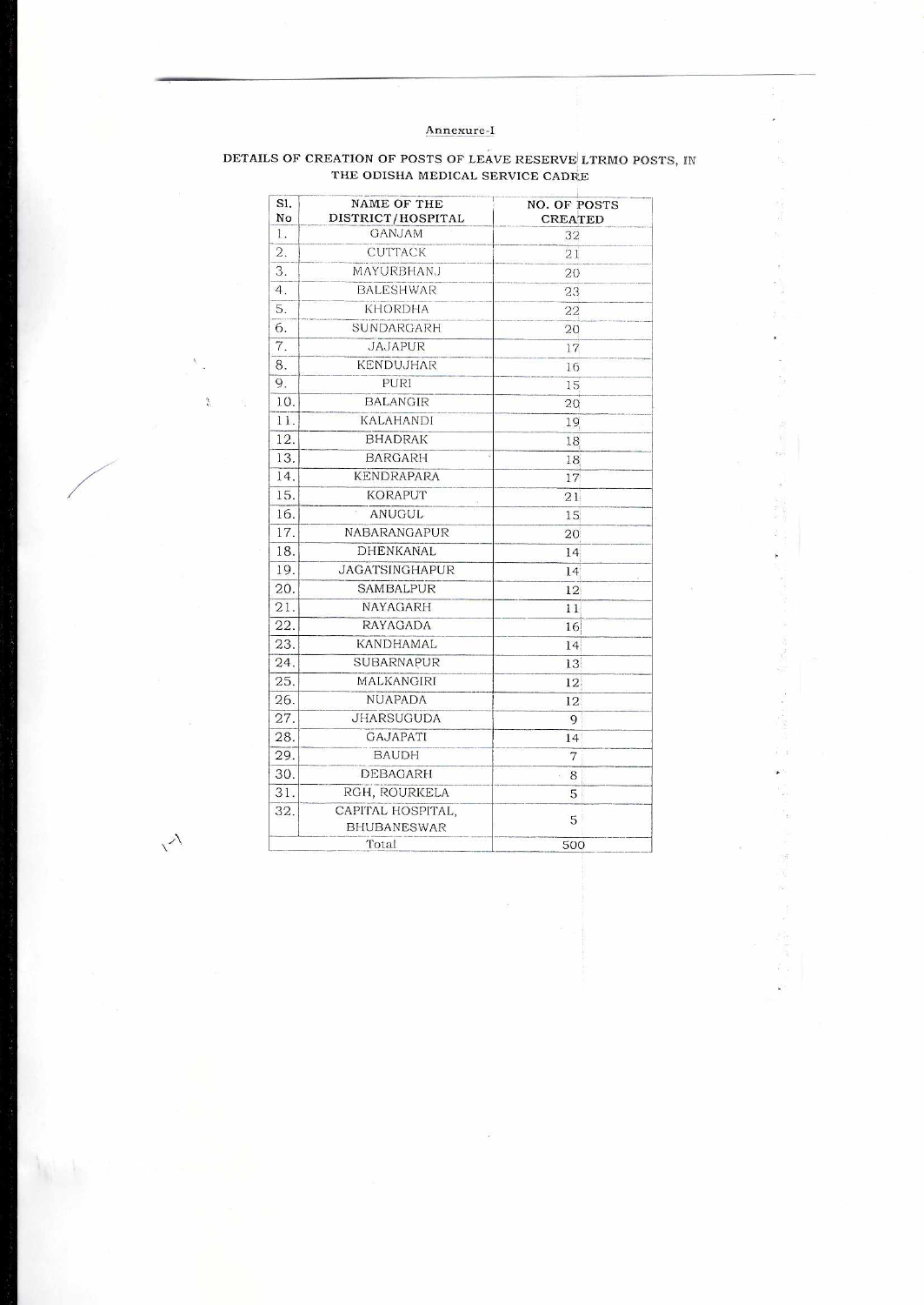Annexure-I

## DETAILS OF CREATION OF POSTS OF LEAVE RESERVE LTRMO POSTS, IN THE ODISHA MEDICAL SERVICE CADRE

| Sl. No | NAME OF THE DISTRICT/HOSPITAL | NO. OF POSTS CREATED |
|---|---|---|
| 1. | GANJAM | 32 |
| 2. | CUTTACK | 21 |
| 3. | MAYURBHANJ | 20 |
| 4. | BALESHWAR | 23 |
| 5. | KHORDHA | 22 |
| 6. | SUNDARGARH | 20 |
| 7. | JAJAPUR | 17 |
| 8. | KENDUJHAR | 16 |
| 9. | PURI | 15 |
| 10. | BALANGIR | 20 |
| 11. | KALAHANDI | 19 |
| 12. | BHADRAK | 18 |
| 13. | BARGARH | 18 |
| 14. | KENDRAPARA | 17 |
| 15. | KORAPUT | 21 |
| 16. | ANUGUL | 15 |
| 17. | NABARANGAPUR | 20 |
| 18. | DHENKANAL | 14 |
| 19. | JAGATSINGHAPUR | 14 |
| 20. | SAMBALPUR | 12 |
| 21. | NAYAGARH | 11 |
| 22. | RAYAGADA | 16 |
| 23. | KANDHAMAL | 14 |
| 24. | SUBARNAPUR | 13 |
| 25. | MALKANGIRI | 12 |
| 26. | NUAPADA | 12 |
| 27. | JHARSUGUDA | 9 |
| 28. | GAJAPATI | 14 |
| 29. | BAUDH | 7 |
| 30. | DEBAGARH | 8 |
| 31. | RGH, ROURKELA | 5 |
| 32. | CAPITAL HOSPITAL, BHUBANESWAR | 5 |
| | Total | 500 |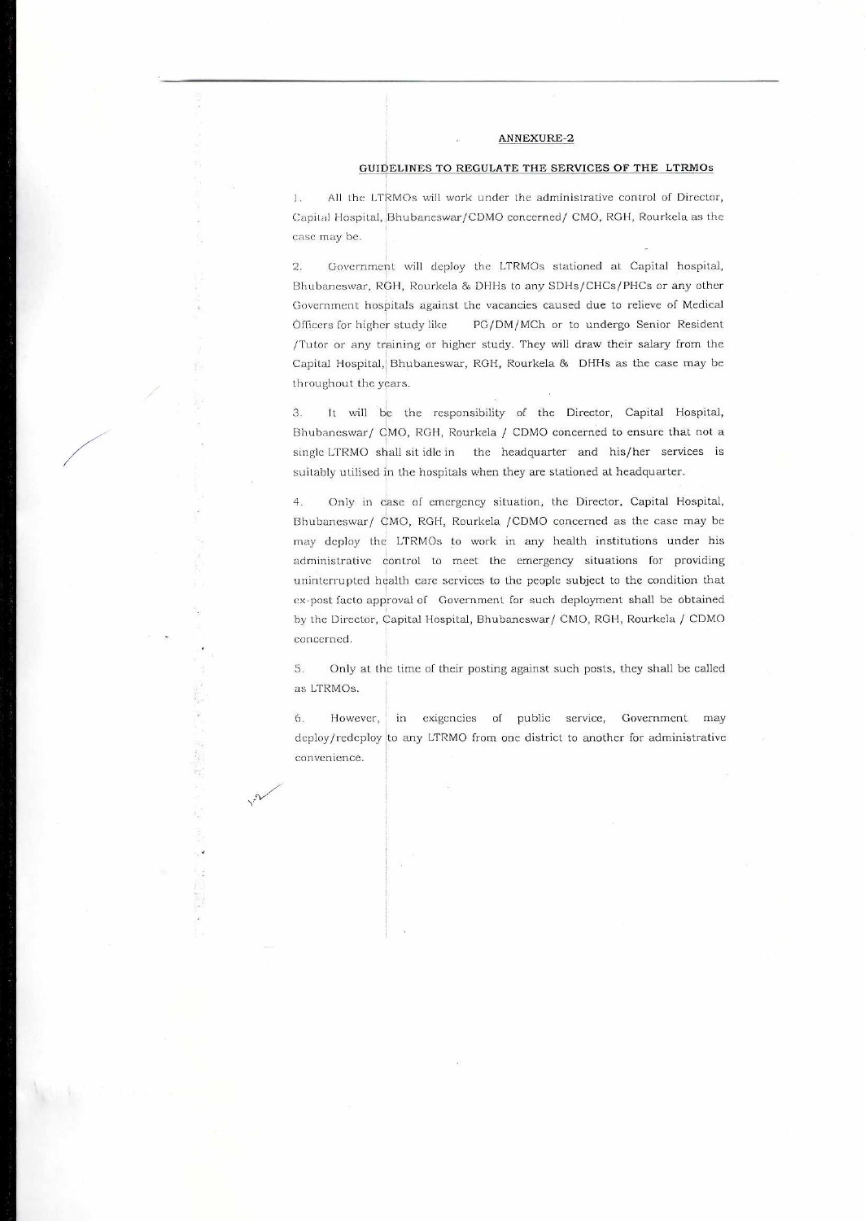## ANNEXURE-2

### GUIDELINES TO REGULATE THE SERVICES OF THE LTRMOs

1. All the LTRMOs will work under the administrative control of Director, Capital Hospital, Bhubaneswar/CDMO concerned/ CMO, RGH, Rourkela as the case may be.

2. Government will deploy the LTRMOs stationed at Capital hospital, Bhubaneswar, RGH, Rourkela & DHHs to any SDHs/CHCs/PHCs or any other Government hospitals against the vacancies caused due to relieve of Medical Officers for higher study like PG/DM/MCh or to undergo Senior Resident /Tutor or any training or higher study. They will draw their salary from the Capital Hospital, Bhubaneswar, RGH, Rourkela & DHHs as the case may be throughout the years.

3. It will be the responsibility of the Director, Capital Hospital, Bhubaneswar/ CMO, RGH, Rourkela / CDMO concerned to ensure that not a single LTRMO shall sit idle in the headquarter and his/her services is suitably utilised in the hospitals when they are stationed at headquarter.

4. Only in case of emergency situation, the Director, Capital Hospital, Bhubaneswar/ CMO, RGH, Rourkela /CDMO concerned as the case may be may deploy the LTRMOs to work in any health institutions under his administrative control to meet the emergency situations for providing uninterrupted health care services to the people subject to the condition that ex-post facto approval of Government for such deployment shall be obtained by the Director, Capital Hospital, Bhubaneswar/ CMO, RGH, Rourkela / CDMO concerned.

5. Only at the time of their posting against such posts, they shall be called as LTRMOs.

6. However, in exigencies of public service, Government may deploy/redeploy to any LTRMO from one district to another for administrative convenience.